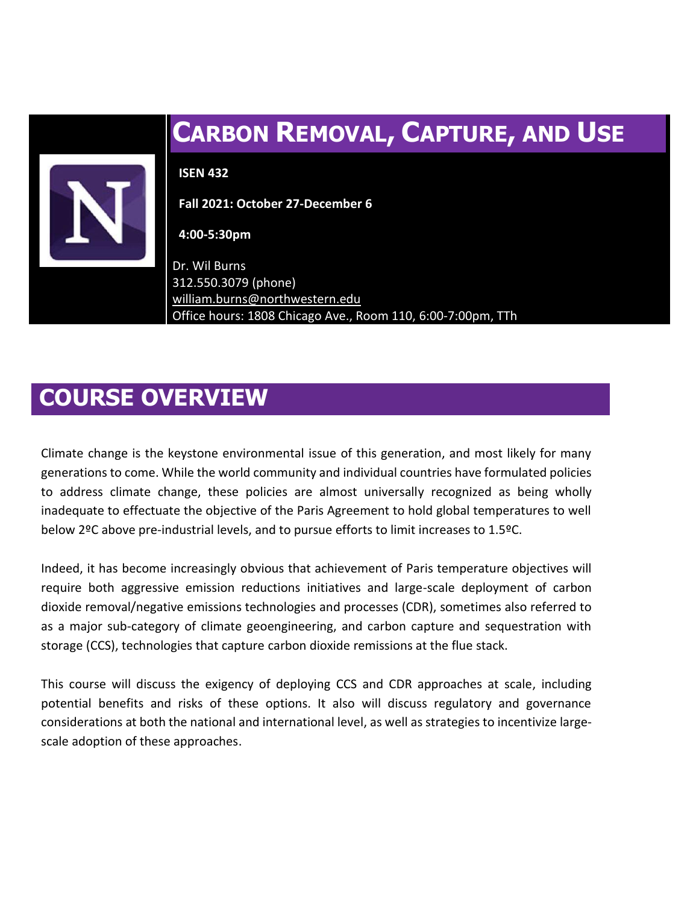# CARBON REMOVAL, CAPTURE, AND USE

**ISEN 432**

**Fall 2021: October 27-December 6**

**4:00-5:30pm**

Dr. Wil Burns
312.550.3079 (phone)
william.burns@northwestern.edu
Office hours: 1808 Chicago Ave., Room 110, 6:00-7:00pm, TTh

## COURSE OVERVIEW

Climate change is the keystone environmental issue of this generation, and most likely for many generations to come. While the world community and individual countries have formulated policies to address climate change, these policies are almost universally recognized as being wholly inadequate to effectuate the objective of the Paris Agreement to hold global temperatures to well below 2ºC above pre-industrial levels, and to pursue efforts to limit increases to 1.5ºC.

Indeed, it has become increasingly obvious that achievement of Paris temperature objectives will require both aggressive emission reductions initiatives and large-scale deployment of carbon dioxide removal/negative emissions technologies and processes (CDR), sometimes also referred to as a major sub-category of climate geoengineering, and carbon capture and sequestration with storage (CCS), technologies that capture carbon dioxide remissions at the flue stack.

This course will discuss the exigency of deploying CCS and CDR approaches at scale, including potential benefits and risks of these options. It also will discuss regulatory and governance considerations at both the national and international level, as well as strategies to incentivize large-scale adoption of these approaches.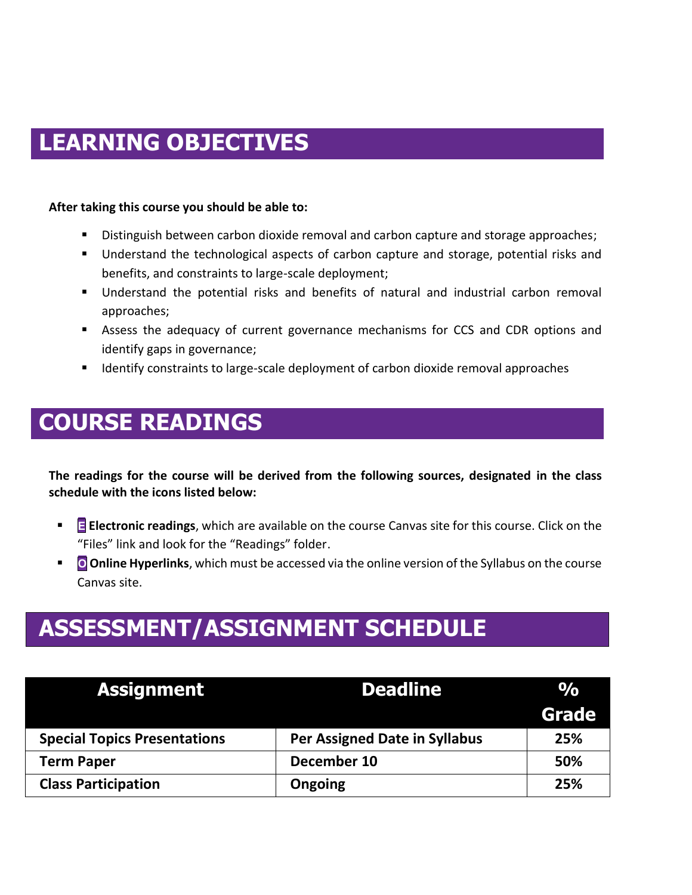## LEARNING OBJECTIVES

**After taking this course you should be able to:**

- Distinguish between carbon dioxide removal and carbon capture and storage approaches;
- Understand the technological aspects of carbon capture and storage, potential risks and benefits, and constraints to large-scale deployment;
- Understand the potential risks and benefits of natural and industrial carbon removal approaches;
- Assess the adequacy of current governance mechanisms for CCS and CDR options and identify gaps in governance;
- Identify constraints to large-scale deployment of carbon dioxide removal approaches

## COURSE READINGS

**The readings for the course will be derived from the following sources, designated in the class schedule with the icons listed below:**

- E **Electronic readings**, which are available on the course Canvas site for this course. Click on the "Files" link and look for the "Readings" folder.
- O **Online Hyperlinks**, which must be accessed via the online version of the Syllabus on the course Canvas site.

## ASSESSMENT/ASSIGNMENT SCHEDULE

| Assignment | Deadline | % Grade |
|---|---|---|
| **Special Topics Presentations** | **Per Assigned Date in Syllabus** | **25%** |
| **Term Paper** | **December 10** | **50%** |
| **Class Participation** | **Ongoing** | **25%** |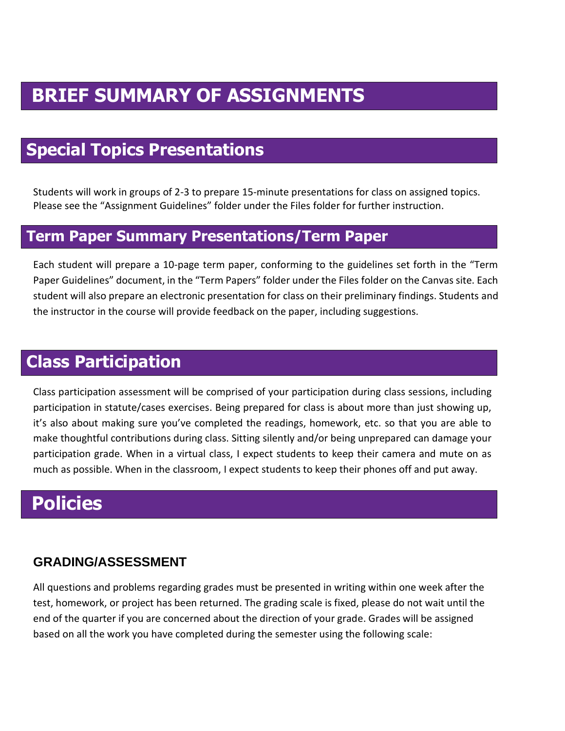# BRIEF SUMMARY OF ASSIGNMENTS

## Special Topics Presentations

Students will work in groups of 2-3 to prepare 15-minute presentations for class on assigned topics. Please see the "Assignment Guidelines" folder under the Files folder for further instruction.

## Term Paper Summary Presentations/Term Paper

Each student will prepare a 10-page term paper, conforming to the guidelines set forth in the "Term Paper Guidelines" document, in the "Term Papers" folder under the Files folder on the Canvas site. Each student will also prepare an electronic presentation for class on their preliminary findings. Students and the instructor in the course will provide feedback on the paper, including suggestions.

## Class Participation

Class participation assessment will be comprised of your participation during class sessions, including participation in statute/cases exercises. Being prepared for class is about more than just showing up, it's also about making sure you've completed the readings, homework, etc. so that you are able to make thoughtful contributions during class. Sitting silently and/or being unprepared can damage your participation grade. When in a virtual class, I expect students to keep their camera and mute on as much as possible. When in the classroom, I expect students to keep their phones off and put away.

# Policies

### GRADING/ASSESSMENT

All questions and problems regarding grades must be presented in writing within one week after the test, homework, or project has been returned. The grading scale is fixed, please do not wait until the end of the quarter if you are concerned about the direction of your grade. Grades will be assigned based on all the work you have completed during the semester using the following scale: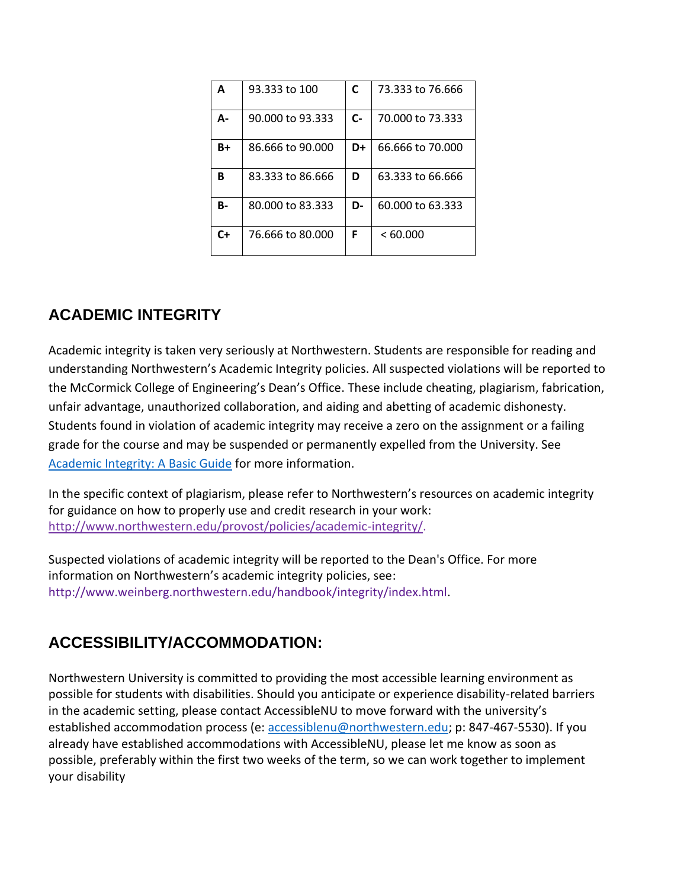| A | 93.333 to 100 | C | 73.333 to 76.666 |
|---|---|---|---|
| A- | 90.000 to 93.333 | C- | 70.000 to 73.333 |
| B+ | 86.666 to 90.000 | D+ | 66.666 to 70.000 |
| B | 83.333 to 86.666 | D | 63.333 to 66.666 |
| B- | 80.000 to 83.333 | D- | 60.000 to 63.333 |
| C+ | 76.666 to 80.000 | F | < 60.000 |

## ACADEMIC INTEGRITY

Academic integrity is taken very seriously at Northwestern. Students are responsible for reading and understanding Northwestern's Academic Integrity policies. All suspected violations will be reported to the McCormick College of Engineering's Dean's Office. These include cheating, plagiarism, fabrication, unfair advantage, unauthorized collaboration, and aiding and abetting of academic dishonesty. Students found in violation of academic integrity may receive a zero on the assignment or a failing grade for the course and may be suspended or permanently expelled from the University. See [Academic Integrity: A Basic Guide] for more information.

In the specific context of plagiarism, please refer to Northwestern's resources on academic integrity for guidance on how to properly use and credit research in your work: http://www.northwestern.edu/provost/policies/academic-integrity/.

Suspected violations of academic integrity will be reported to the Dean's Office. For more information on Northwestern's academic integrity policies, see: http://www.weinberg.northwestern.edu/handbook/integrity/index.html.

## ACCESSIBILITY/ACCOMMODATION:

Northwestern University is committed to providing the most accessible learning environment as possible for students with disabilities. Should you anticipate or experience disability-related barriers in the academic setting, please contact AccessibleNU to move forward with the university's established accommodation process (e: accessiblenu@northwestern.edu; p: 847-467-5530). If you already have established accommodations with AccessibleNU, please let me know as soon as possible, preferably within the first two weeks of the term, so we can work together to implement your disability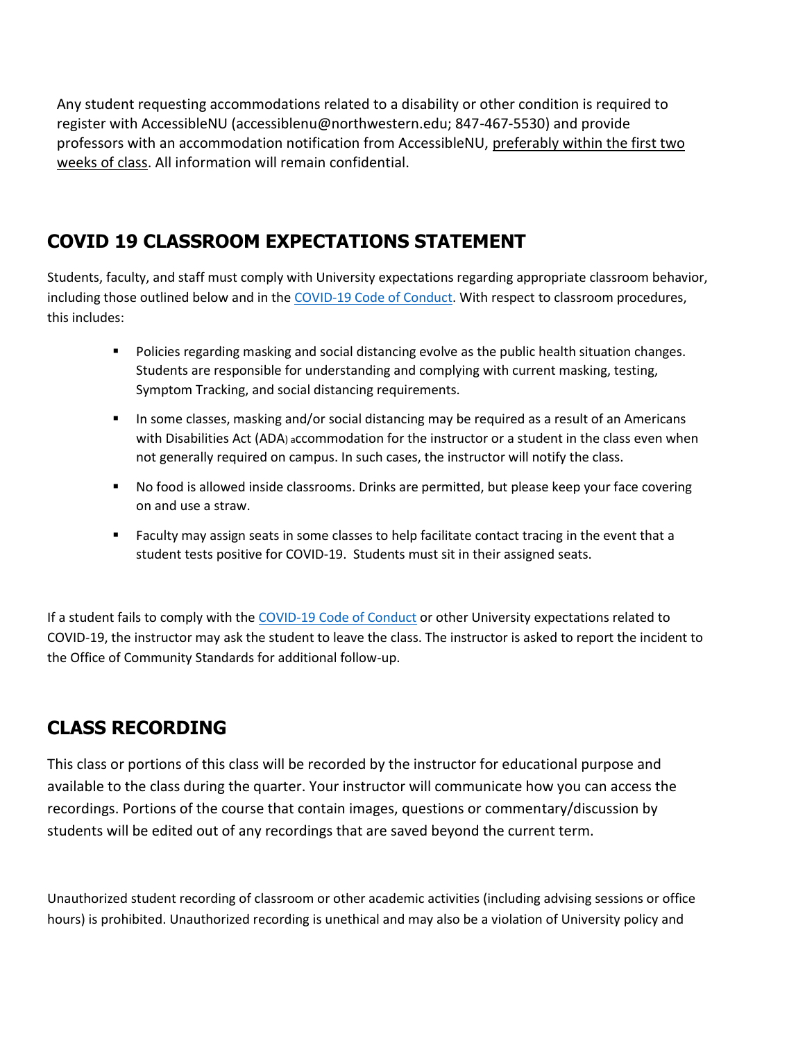Any student requesting accommodations related to a disability or other condition is required to register with AccessibleNU (accessiblenu@northwestern.edu; 847-467-5530) and provide professors with an accommodation notification from AccessibleNU, <u>preferably within the first two weeks of class</u>. All information will remain confidential.

## COVID 19 CLASSROOM EXPECTATIONS STATEMENT

Students, faculty, and staff must comply with University expectations regarding appropriate classroom behavior, including those outlined below and in the [COVID-19 Code of Conduct](). With respect to classroom procedures, this includes:

- Policies regarding masking and social distancing evolve as the public health situation changes. Students are responsible for understanding and complying with current masking, testing, Symptom Tracking, and social distancing requirements.
- In some classes, masking and/or social distancing may be required as a result of an Americans with Disabilities Act (ADA) accommodation for the instructor or a student in the class even when not generally required on campus. In such cases, the instructor will notify the class.
- No food is allowed inside classrooms. Drinks are permitted, but please keep your face covering on and use a straw.
- Faculty may assign seats in some classes to help facilitate contact tracing in the event that a student tests positive for COVID-19. Students must sit in their assigned seats.

If a student fails to comply with the [COVID-19 Code of Conduct]() or other University expectations related to COVID-19, the instructor may ask the student to leave the class. The instructor is asked to report the incident to the Office of Community Standards for additional follow-up.

## CLASS RECORDING

This class or portions of this class will be recorded by the instructor for educational purpose and available to the class during the quarter. Your instructor will communicate how you can access the recordings. Portions of the course that contain images, questions or commentary/discussion by students will be edited out of any recordings that are saved beyond the current term.

Unauthorized student recording of classroom or other academic activities (including advising sessions or office hours) is prohibited. Unauthorized recording is unethical and may also be a violation of University policy and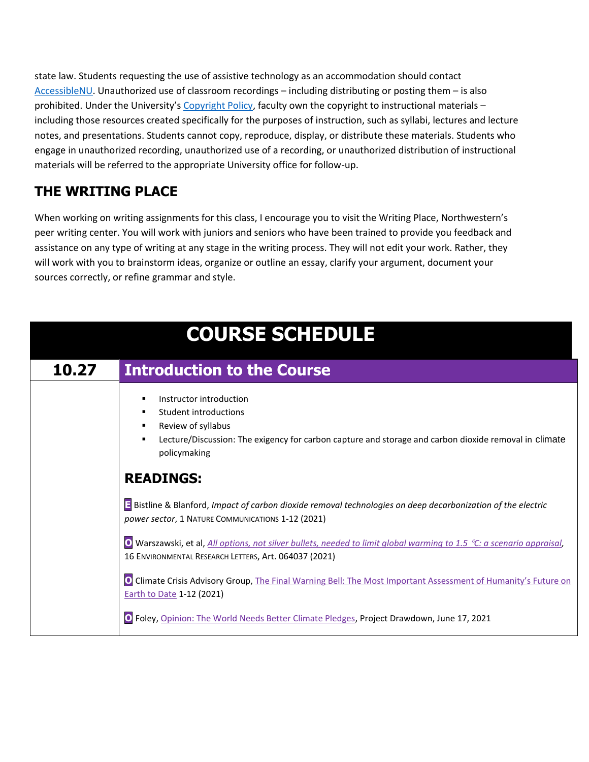state law. Students requesting the use of assistive technology as an accommodation should contact AccessibleNU. Unauthorized use of classroom recordings – including distributing or posting them – is also prohibited. Under the University's Copyright Policy, faculty own the copyright to instructional materials – including those resources created specifically for the purposes of instruction, such as syllabi, lectures and lecture notes, and presentations. Students cannot copy, reproduce, display, or distribute these materials. Students who engage in unauthorized recording, unauthorized use of a recording, or unauthorized distribution of instructional materials will be referred to the appropriate University office for follow-up.

## THE WRITING PLACE

When working on writing assignments for this class, I encourage you to visit the Writing Place, Northwestern's peer writing center. You will work with juniors and seniors who have been trained to provide you feedback and assistance on any type of writing at any stage in the writing process. They will not edit your work. Rather, they will work with you to brainstorm ideas, organize or outline an essay, clarify your argument, document your sources correctly, or refine grammar and style.

# COURSE SCHEDULE

## 10.27 Introduction to the Course

- Instructor introduction
- Student introductions
- Review of syllabus
- Lecture/Discussion: The exigency for carbon capture and storage and carbon dioxide removal in climate policymaking

### READINGS:

**E** Bistline & Blanford, *Impact of carbon dioxide removal technologies on deep decarbonization of the electric power sector*, 1 NATURE COMMUNICATIONS 1-12 (2021)

**O** Warszawski, et al, *All options, not silver bullets, needed to limit global warming to 1.5 ℃: a scenario appraisal*, 16 ENVIRONMENTAL RESEARCH LETTERS, Art. 064037 (2021)

**O** Climate Crisis Advisory Group, The Final Warning Bell: The Most Important Assessment of Humanity's Future on Earth to Date 1-12 (2021)

**O** Foley, Opinion: The World Needs Better Climate Pledges, Project Drawdown, June 17, 2021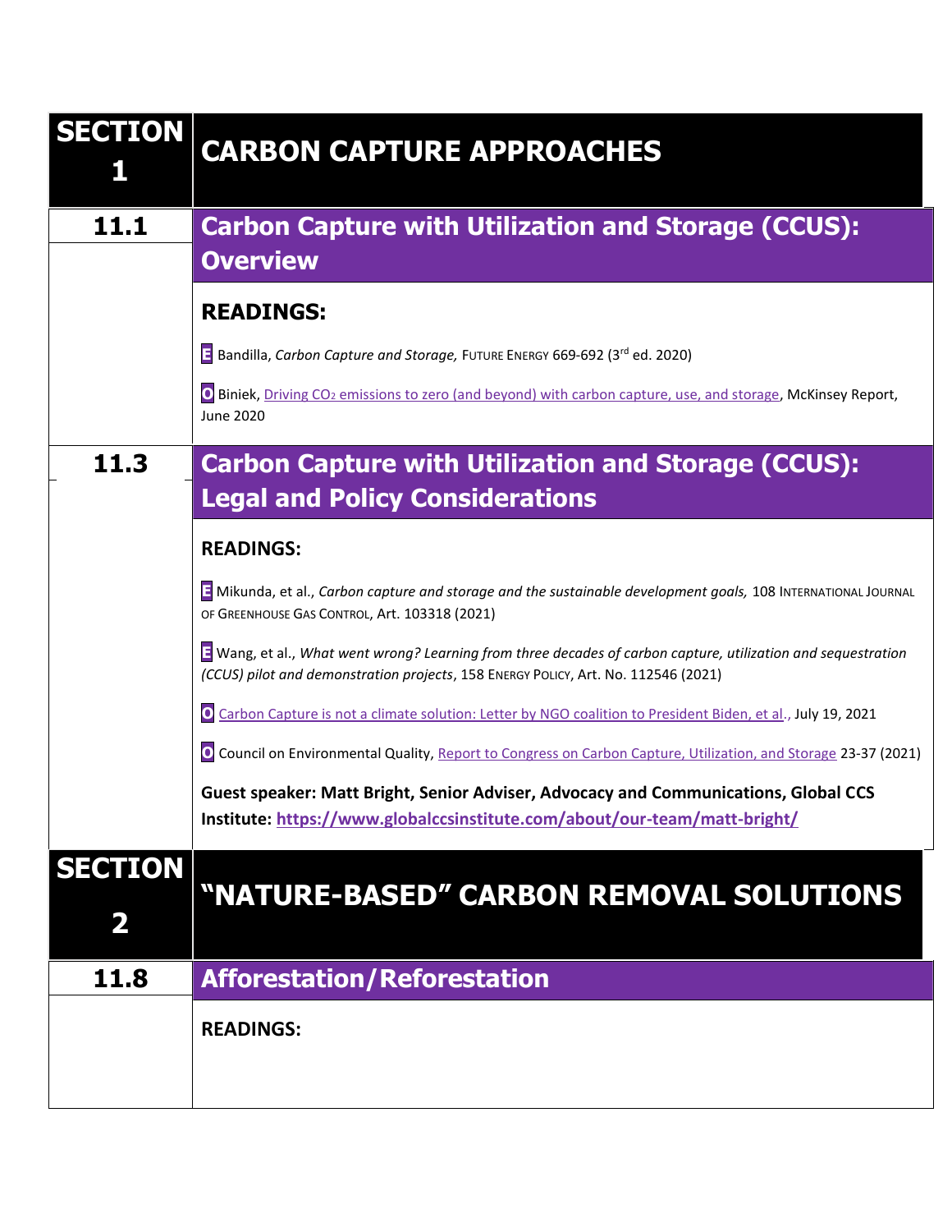## SECTION 1 — CARBON CAPTURE APPROACHES

### 11.1 Carbon Capture with Utilization and Storage (CCUS): Overview

**READINGS:**

E Bandilla, *Carbon Capture and Storage,* FUTURE ENERGY 669-692 (3rd ed. 2020)

O Biniek, Driving $CO_2$ emissions to zero (and beyond) with carbon capture, use, and storage, McKinsey Report, June 2020

### 11.3 Carbon Capture with Utilization and Storage (CCUS): Legal and Policy Considerations

**READINGS:**

E Mikunda, et al., *Carbon capture and storage and the sustainable development goals,* 108 INTERNATIONAL JOURNAL OF GREENHOUSE GAS CONTROL, Art. 103318 (2021)

E Wang, et al., *What went wrong? Learning from three decades of carbon capture, utilization and sequestration (CCUS) pilot and demonstration projects*, 158 ENERGY POLICY, Art. No. 112546 (2021)

O Carbon Capture is not a climate solution: Letter by NGO coalition to President Biden, et al., July 19, 2021

O Council on Environmental Quality, Report to Congress on Carbon Capture, Utilization, and Storage 23-37 (2021)

**Guest speaker: Matt Bright, Senior Adviser, Advocacy and Communications, Global CCS Institute: https://www.globalccsinstitute.com/about/our-team/matt-bright/**

## SECTION 2 — "NATURE-BASED" CARBON REMOVAL SOLUTIONS

### 11.8 Afforestation/Reforestation

**READINGS:**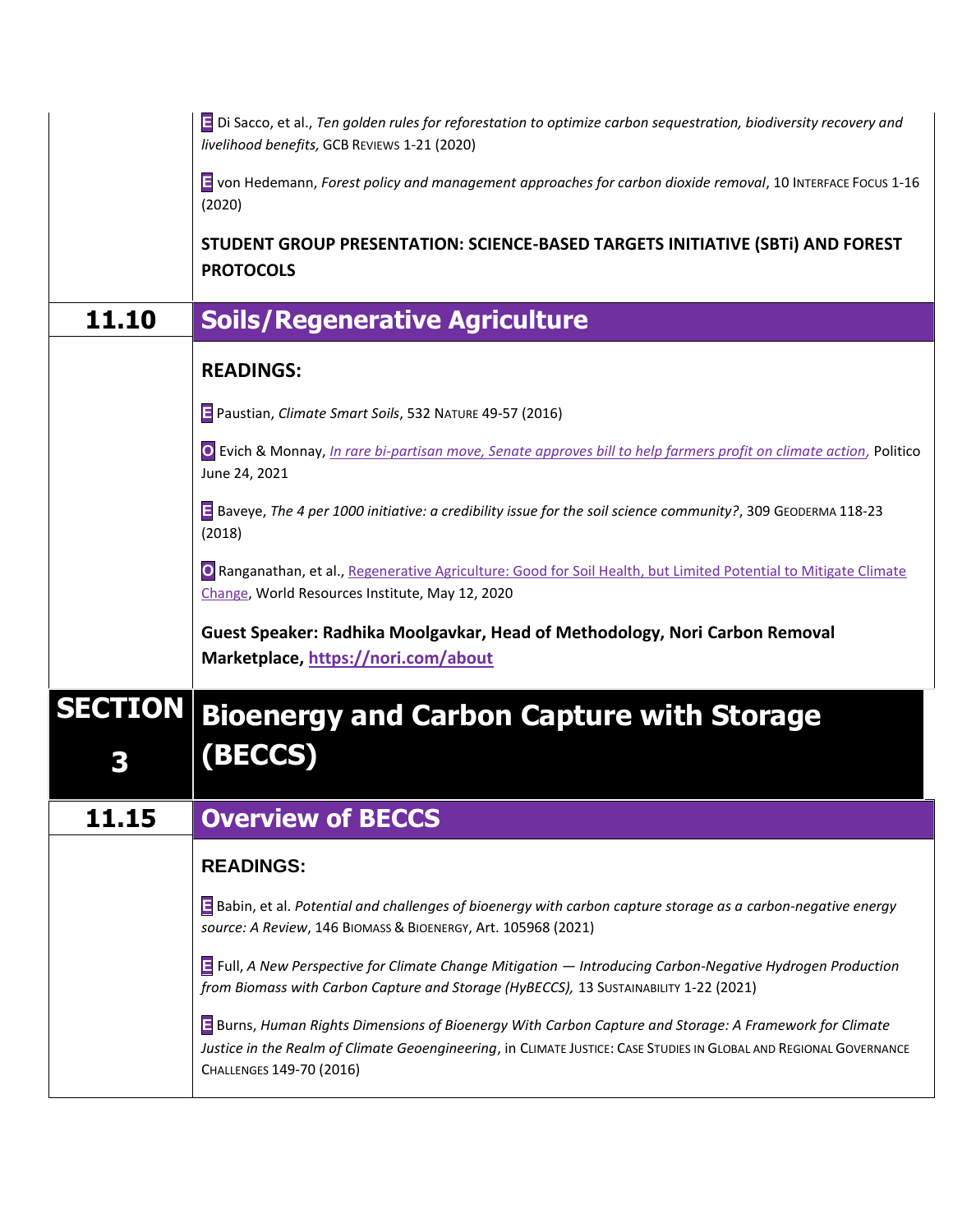**E** Di Sacco, et al., *Ten golden rules for reforestation to optimize carbon sequestration, biodiversity recovery and livelihood benefits,* GCB REVIEWS 1-21 (2020)

**E** von Hedemann, *Forest policy and management approaches for carbon dioxide removal*, 10 INTERFACE FOCUS 1-16 (2020)

**STUDENT GROUP PRESENTATION: SCIENCE-BASED TARGETS INITIATIVE (SBTi) AND FOREST PROTOCOLS**

## 11.10 Soils/Regenerative Agriculture

**READINGS:**

**E** Paustian, *Climate Smart Soils*, 532 NATURE 49-57 (2016)

**O** Evich & Monnay, *In rare bi-partisan move, Senate approves bill to help farmers profit on climate action*, Politico June 24, 2021

**E** Baveye, *The 4 per 1000 initiative: a credibility issue for the soil science community?*, 309 GEODERMA 118-23 (2018)

**O** Ranganathan, et al., Regenerative Agriculture: Good for Soil Health, but Limited Potential to Mitigate Climate Change, World Resources Institute, May 12, 2020

**Guest Speaker: Radhika Moolgavkar, Head of Methodology, Nori Carbon Removal Marketplace, https://nori.com/about**

# SECTION 3 Bioenergy and Carbon Capture with Storage (BECCS)

## 11.15 Overview of BECCS

**READINGS:**

**E** Babin, et al. *Potential and challenges of bioenergy with carbon capture storage as a carbon-negative energy source: A Review*, 146 BIOMASS & BIOENERGY, Art. 105968 (2021)

**E** Full, *A New Perspective for Climate Change Mitigation — Introducing Carbon-Negative Hydrogen Production from Biomass with Carbon Capture and Storage (HyBECCS),* 13 SUSTAINABILITY 1-22 (2021)

**E** Burns, *Human Rights Dimensions of Bioenergy With Carbon Capture and Storage: A Framework for Climate Justice in the Realm of Climate Geoengineering*, in CLIMATE JUSTICE: CASE STUDIES IN GLOBAL AND REGIONAL GOVERNANCE CHALLENGES 149-70 (2016)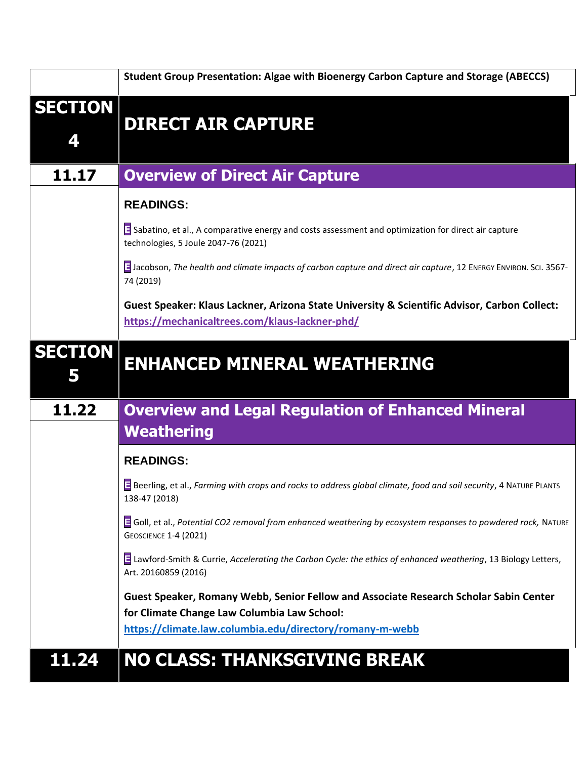**Student Group Presentation: Algae with Bioenergy Carbon Capture and Storage (ABECCS)**

## SECTION 4 — DIRECT AIR CAPTURE

### 11.17 — Overview of Direct Air Capture

**READINGS:**

E Sabatino, et al., A comparative energy and costs assessment and optimization for direct air capture technologies, 5 Joule 2047-76 (2021)

E Jacobson, *The health and climate impacts of carbon capture and direct air capture*, 12 ENERGY ENVIRON. SCI. 3567-74 (2019)

**Guest Speaker: Klaus Lackner, Arizona State University & Scientific Advisor, Carbon Collect:** **https://mechanicaltrees.com/klaus-lackner-phd/**

## SECTION 5 — ENHANCED MINERAL WEATHERING

### 11.22 — Overview and Legal Regulation of Enhanced Mineral Weathering

**READINGS:**

E Beerling, et al., *Farming with crops and rocks to address global climate, food and soil security*, 4 NATURE PLANTS 138-47 (2018)

E Goll, et al., *Potential CO2 removal from enhanced weathering by ecosystem responses to powdered rock,* NATURE GEOSCIENCE 1-4 (2021)

E Lawford-Smith & Currie, *Accelerating the Carbon Cycle: the ethics of enhanced weathering*, 13 Biology Letters, Art. 20160859 (2016)

**Guest Speaker, Romany Webb, Senior Fellow and Associate Research Scholar Sabin Center for Climate Change Law Columbia Law School:** **https://climate.law.columbia.edu/directory/romany-m-webb**

### 11.24 — NO CLASS: THANKSGIVING BREAK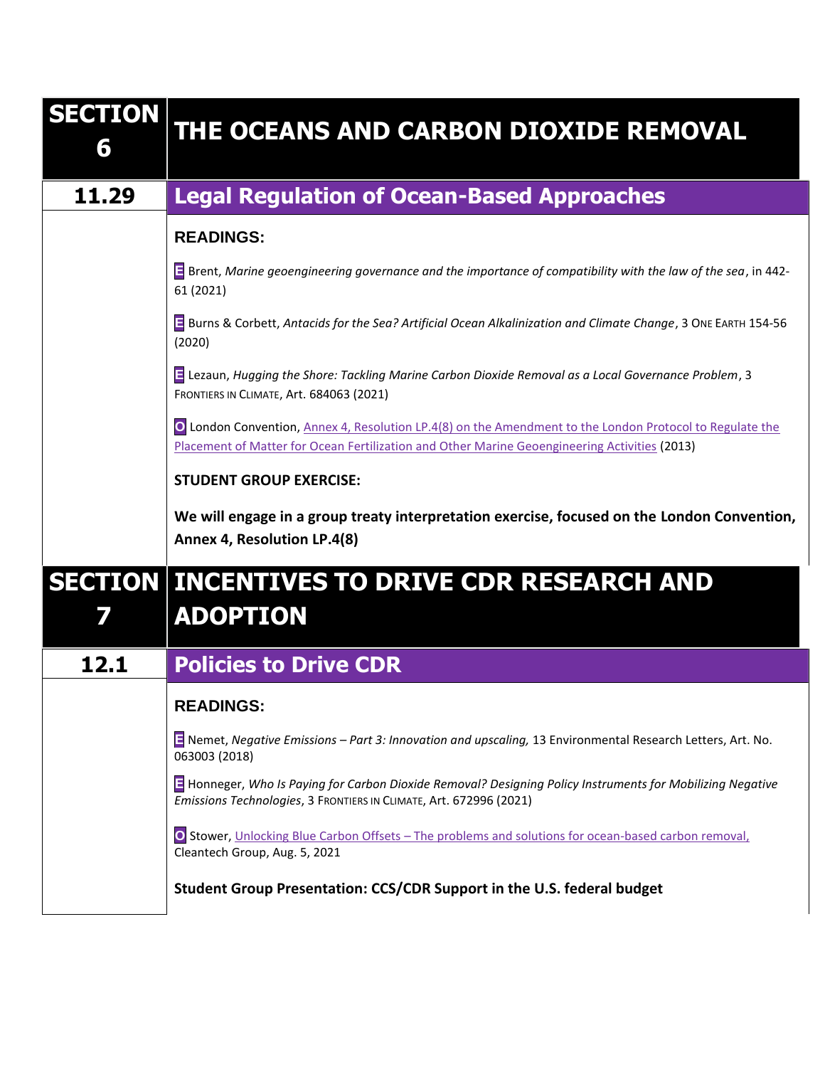## SECTION 6 THE OCEANS AND CARBON DIOXIDE REMOVAL

### 11.29 Legal Regulation of Ocean-Based Approaches

**READINGS:**

E Brent, *Marine geoengineering governance and the importance of compatibility with the law of the sea*, in 442-61 (2021)

E Burns & Corbett, *Antacids for the Sea? Artificial Ocean Alkalinization and Climate Change*, 3 ONE EARTH 154-56 (2020)

E Lezaun, *Hugging the Shore: Tackling Marine Carbon Dioxide Removal as a Local Governance Problem*, 3 FRONTIERS IN CLIMATE, Art. 684063 (2021)

O London Convention, Annex 4, Resolution LP.4(8) on the Amendment to the London Protocol to Regulate the Placement of Matter for Ocean Fertilization and Other Marine Geoengineering Activities (2013)

**STUDENT GROUP EXERCISE:**

**We will engage in a group treaty interpretation exercise, focused on the London Convention, Annex 4, Resolution LP.4(8)**

## SECTION 7 INCENTIVES TO DRIVE CDR RESEARCH AND ADOPTION

### 12.1 Policies to Drive CDR

**READINGS:**

E Nemet, *Negative Emissions – Part 3: Innovation and upscaling,* 13 Environmental Research Letters, Art. No. 063003 (2018)

E Honneger, *Who Is Paying for Carbon Dioxide Removal? Designing Policy Instruments for Mobilizing Negative Emissions Technologies*, 3 FRONTIERS IN CLIMATE, Art. 672996 (2021)

O Stower, Unlocking Blue Carbon Offsets – The problems and solutions for ocean-based carbon removal, Cleantech Group, Aug. 5, 2021

**Student Group Presentation: CCS/CDR Support in the U.S. federal budget**